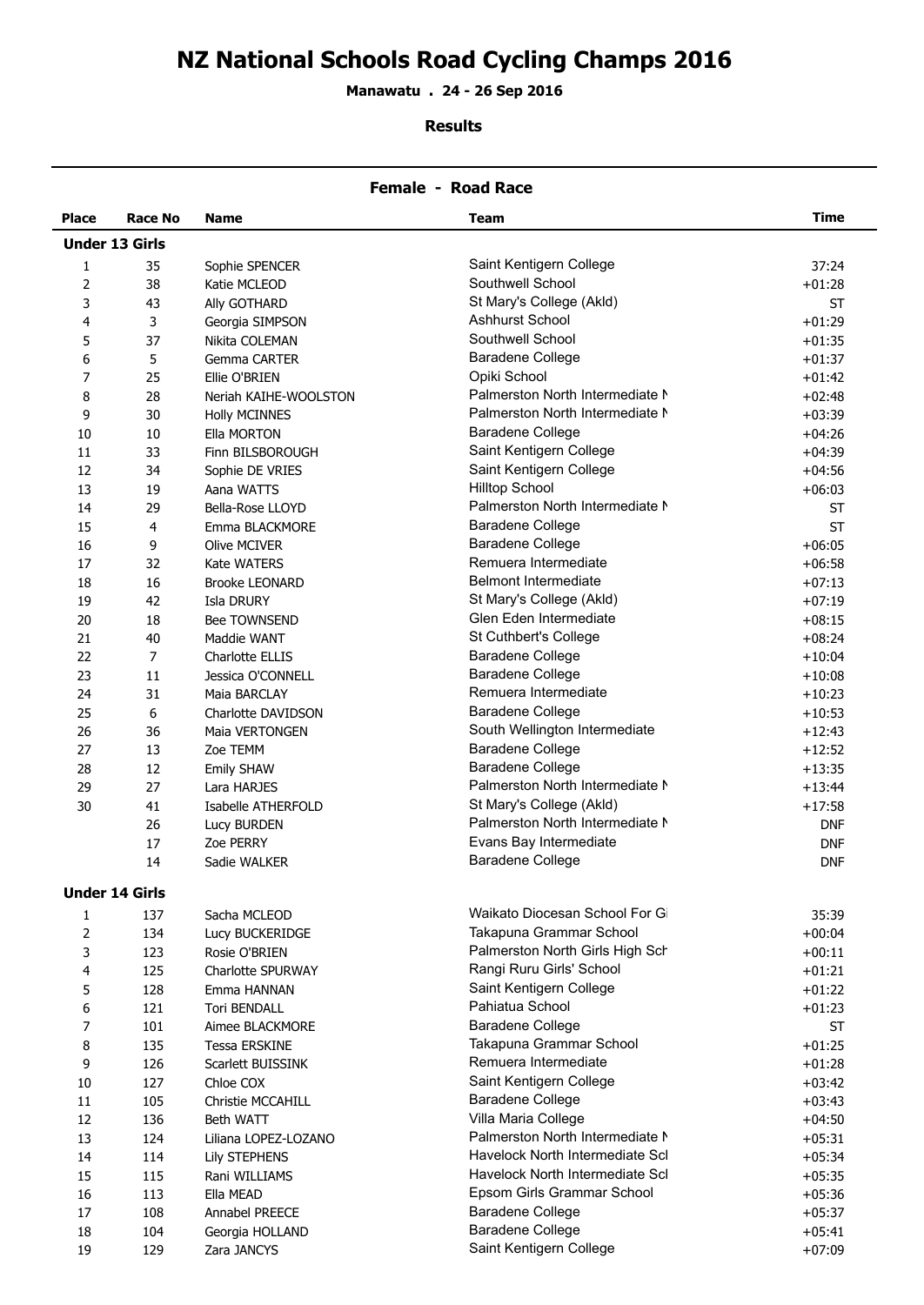# NZ National Schools Road Cycling Champs 2016

**Manawatu . 24 - 26 Sep 2016**

**Results**

## Female - Road Race

| Place | Race No | Name | Team | Time |
|---|---|---|---|---|
| **Under 13 Girls** | | | | |
| 1 | 35 | Sophie SPENCER | Saint Kentigern College | 37:24 |
| 2 | 38 | Katie MCLEOD | Southwell School | +01:28 |
| 3 | 43 | Ally GOTHARD | St Mary's College (Akld) | ST |
| 4 | 3 | Georgia SIMPSON | Ashhurst School | +01:29 |
| 5 | 37 | Nikita COLEMAN | Southwell School | +01:35 |
| 6 | 5 | Gemma CARTER | Baradene College | +01:37 |
| 7 | 25 | Ellie O'BRIEN | Opiki School | +01:42 |
| 8 | 28 | Neriah KAIHE-WOOLSTON | Palmerston North Intermediate N | +02:48 |
| 9 | 30 | Holly MCINNES | Palmerston North Intermediate N | +03:39 |
| 10 | 10 | Ella MORTON | Baradene College | +04:26 |
| 11 | 33 | Finn BILSBOROUGH | Saint Kentigern College | +04:39 |
| 12 | 34 | Sophie DE VRIES | Saint Kentigern College | +04:56 |
| 13 | 19 | Aana WATTS | Hilltop School | +06:03 |
| 14 | 29 | Bella-Rose LLOYD | Palmerston North Intermediate N | ST |
| 15 | 4 | Emma BLACKMORE | Baradene College | ST |
| 16 | 9 | Olive MCIVER | Baradene College | +06:05 |
| 17 | 32 | Kate WATERS | Remuera Intermediate | +06:58 |
| 18 | 16 | Brooke LEONARD | Belmont Intermediate | +07:13 |
| 19 | 42 | Isla DRURY | St Mary's College (Akld) | +07:19 |
| 20 | 18 | Bee TOWNSEND | Glen Eden Intermediate | +08:15 |
| 21 | 40 | Maddie WANT | St Cuthbert's College | +08:24 |
| 22 | 7 | Charlotte ELLIS | Baradene College | +10:04 |
| 23 | 11 | Jessica O'CONNELL | Baradene College | +10:08 |
| 24 | 31 | Maia BARCLAY | Remuera Intermediate | +10:23 |
| 25 | 6 | Charlotte DAVIDSON | Baradene College | +10:53 |
| 26 | 36 | Maia VERTONGEN | South Wellington Intermediate | +12:43 |
| 27 | 13 | Zoe TEMM | Baradene College | +12:52 |
| 28 | 12 | Emily SHAW | Baradene College | +13:35 |
| 29 | 27 | Lara HARJES | Palmerston North Intermediate N | +13:44 |
| 30 | 41 | Isabelle ATHERFOLD | St Mary's College (Akld) | +17:58 |
| | 26 | Lucy BURDEN | Palmerston North Intermediate N | DNF |
| | 17 | Zoe PERRY | Evans Bay Intermediate | DNF |
| | 14 | Sadie WALKER | Baradene College | DNF |
| **Under 14 Girls** | | | | |
| 1 | 137 | Sacha MCLEOD | Waikato Diocesan School For Gi | 35:39 |
| 2 | 134 | Lucy BUCKERIDGE | Takapuna Grammar School | +00:04 |
| 3 | 123 | Rosie O'BRIEN | Palmerston North Girls High Sch | +00:11 |
| 4 | 125 | Charlotte SPURWAY | Rangi Ruru Girls' School | +01:21 |
| 5 | 128 | Emma HANNAN | Saint Kentigern College | +01:22 |
| 6 | 121 | Tori BENDALL | Pahiatua School | +01:23 |
| 7 | 101 | Aimee BLACKMORE | Baradene College | ST |
| 8 | 135 | Tessa ERSKINE | Takapuna Grammar School | +01:25 |
| 9 | 126 | Scarlett BUISSINK | Remuera Intermediate | +01:28 |
| 10 | 127 | Chloe COX | Saint Kentigern College | +03:42 |
| 11 | 105 | Christie MCCAHILL | Baradene College | +03:43 |
| 12 | 136 | Beth WATT | Villa Maria College | +04:50 |
| 13 | 124 | Liliana LOPEZ-LOZANO | Palmerston North Intermediate N | +05:31 |
| 14 | 114 | Lily STEPHENS | Havelock North Intermediate Scl | +05:34 |
| 15 | 115 | Rani WILLIAMS | Havelock North Intermediate Scl | +05:35 |
| 16 | 113 | Ella MEAD | Epsom Girls Grammar School | +05:36 |
| 17 | 108 | Annabel PREECE | Baradene College | +05:37 |
| 18 | 104 | Georgia HOLLAND | Baradene College | +05:41 |
| 19 | 129 | Zara JANCYS | Saint Kentigern College | +07:09 |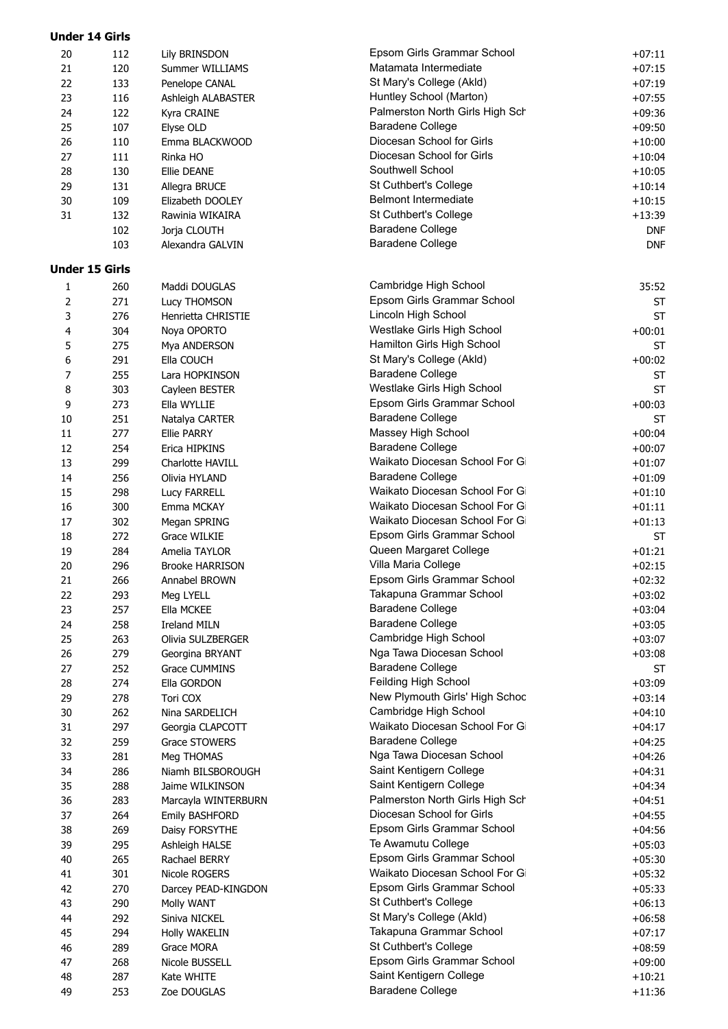**Under 14 Girls**

| | | | | |
|---|---|---|---|---|
| 20 | 112 | Lily BRINSDON | Epsom Girls Grammar School | +07:11 |
| 21 | 120 | Summer WILLIAMS | Matamata Intermediate | +07:15 |
| 22 | 133 | Penelope CANAL | St Mary's College (Akld) | +07:19 |
| 23 | 116 | Ashleigh ALABASTER | Huntley School (Marton) | +07:55 |
| 24 | 122 | Kyra CRAINE | Palmerston North Girls High Sch | +09:36 |
| 25 | 107 | Elyse OLD | Baradene College | +09:50 |
| 26 | 110 | Emma BLACKWOOD | Diocesan School for Girls | +10:00 |
| 27 | 111 | Rinka HO | Diocesan School for Girls | +10:04 |
| 28 | 130 | Ellie DEANE | Southwell School | +10:05 |
| 29 | 131 | Allegra BRUCE | St Cuthbert's College | +10:14 |
| 30 | 109 | Elizabeth DOOLEY | Belmont Intermediate | +10:15 |
| 31 | 132 | Rawinia WIKAIRA | St Cuthbert's College | +13:39 |
| | 102 | Jorja CLOUTH | Baradene College | DNF |
| | 103 | Alexandra GALVIN | Baradene College | DNF |

**Under 15 Girls**

| | | | | |
|---|---|---|---|---|
| 1 | 260 | Maddi DOUGLAS | Cambridge High School | 35:52 |
| 2 | 271 | Lucy THOMSON | Epsom Girls Grammar School | ST |
| 3 | 276 | Henrietta CHRISTIE | Lincoln High School | ST |
| 4 | 304 | Noya OPORTO | Westlake Girls High School | +00:01 |
| 5 | 275 | Mya ANDERSON | Hamilton Girls High School | ST |
| 6 | 291 | Ella COUCH | St Mary's College (Akld) | +00:02 |
| 7 | 255 | Lara HOPKINSON | Baradene College | ST |
| 8 | 303 | Cayleen BESTER | Westlake Girls High School | ST |
| 9 | 273 | Ella WYLLIE | Epsom Girls Grammar School | +00:03 |
| 10 | 251 | Natalya CARTER | Baradene College | ST |
| 11 | 277 | Ellie PARRY | Massey High School | +00:04 |
| 12 | 254 | Erica HIPKINS | Baradene College | +00:07 |
| 13 | 299 | Charlotte HAVILL | Waikato Diocesan School For Gi | +01:07 |
| 14 | 256 | Olivia HYLAND | Baradene College | +01:09 |
| 15 | 298 | Lucy FARRELL | Waikato Diocesan School For Gi | +01:10 |
| 16 | 300 | Emma MCKAY | Waikato Diocesan School For Gi | +01:11 |
| 17 | 302 | Megan SPRING | Waikato Diocesan School For Gi | +01:13 |
| 18 | 272 | Grace WILKIE | Epsom Girls Grammar School | ST |
| 19 | 284 | Amelia TAYLOR | Queen Margaret College | +01:21 |
| 20 | 296 | Brooke HARRISON | Villa Maria College | +02:15 |
| 21 | 266 | Annabel BROWN | Epsom Girls Grammar School | +02:32 |
| 22 | 293 | Meg LYELL | Takapuna Grammar School | +03:02 |
| 23 | 257 | Ella MCKEE | Baradene College | +03:04 |
| 24 | 258 | Ireland MILN | Baradene College | +03:05 |
| 25 | 263 | Olivia SULZBERGER | Cambridge High School | +03:07 |
| 26 | 279 | Georgina BRYANT | Nga Tawa Diocesan School | +03:08 |
| 27 | 252 | Grace CUMMINS | Baradene College | ST |
| 28 | 274 | Ella GORDON | Feilding High School | +03:09 |
| 29 | 278 | Tori COX | New Plymouth Girls' High Schoo | +03:14 |
| 30 | 262 | Nina SARDELICH | Cambridge High School | +04:10 |
| 31 | 297 | Georgia CLAPCOTT | Waikato Diocesan School For Gi | +04:17 |
| 32 | 259 | Grace STOWERS | Baradene College | +04:25 |
| 33 | 281 | Meg THOMAS | Nga Tawa Diocesan School | +04:26 |
| 34 | 286 | Niamh BILSBOROUGH | Saint Kentigern College | +04:31 |
| 35 | 288 | Jaime WILKINSON | Saint Kentigern College | +04:34 |
| 36 | 283 | Marcayla WINTERBURN | Palmerston North Girls High Sch | +04:51 |
| 37 | 264 | Emily BASHFORD | Diocesan School for Girls | +04:55 |
| 38 | 269 | Daisy FORSYTHE | Epsom Girls Grammar School | +04:56 |
| 39 | 295 | Ashleigh HALSE | Te Awamutu College | +05:03 |
| 40 | 265 | Rachael BERRY | Epsom Girls Grammar School | +05:30 |
| 41 | 301 | Nicole ROGERS | Waikato Diocesan School For Gi | +05:32 |
| 42 | 270 | Darcey PEAD-KINGDON | Epsom Girls Grammar School | +05:33 |
| 43 | 290 | Molly WANT | St Cuthbert's College | +06:13 |
| 44 | 292 | Siniva NICKEL | St Mary's College (Akld) | +06:58 |
| 45 | 294 | Holly WAKELIN | Takapuna Grammar School | +07:17 |
| 46 | 289 | Grace MORA | St Cuthbert's College | +08:59 |
| 47 | 268 | Nicole BUSSELL | Epsom Girls Grammar School | +09:00 |
| 48 | 287 | Kate WHITE | Saint Kentigern College | +10:21 |
| 49 | 253 | Zoe DOUGLAS | Baradene College | +11:36 |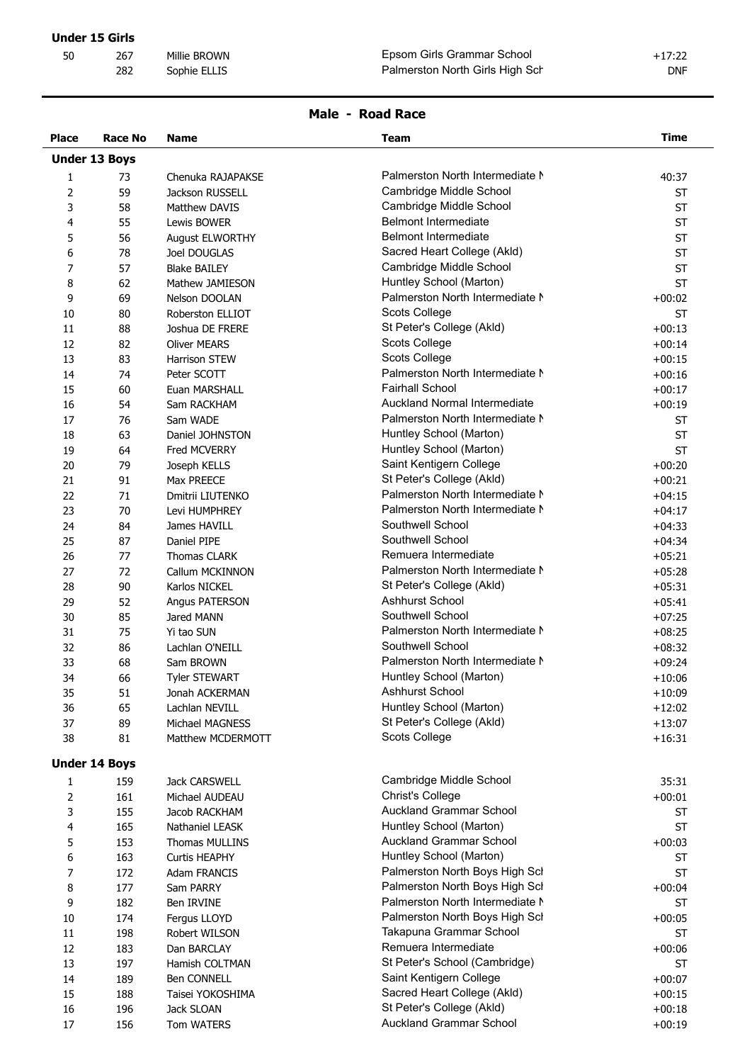**Under 15 Girls**

| Place | Race No | Name | Team | Time |
|---|---|---|---|---|
| 50 | 267 | Millie BROWN | Epsom Girls Grammar School | +17:22 |
| | 282 | Sophie ELLIS | Palmerston North Girls High Sch | DNF |

## Male - Road Race

| Place | Race No | Name | Team | Time |
|---|---|---|---|---|
| **Under 13 Boys** | | | | |
| 1 | 73 | Chenuka RAJAPAKSE | Palmerston North Intermediate N | 40:37 |
| 2 | 59 | Jackson RUSSELL | Cambridge Middle School | ST |
| 3 | 58 | Matthew DAVIS | Cambridge Middle School | ST |
| 4 | 55 | Lewis BOWER | Belmont Intermediate | ST |
| 5 | 56 | August ELWORTHY | Belmont Intermediate | ST |
| 6 | 78 | Joel DOUGLAS | Sacred Heart College (Akld) | ST |
| 7 | 57 | Blake BAILEY | Cambridge Middle School | ST |
| 8 | 62 | Mathew JAMIESON | Huntley School (Marton) | ST |
| 9 | 69 | Nelson DOOLAN | Palmerston North Intermediate N | +00:02 |
| 10 | 80 | Roberston ELLIOT | Scots College | ST |
| 11 | 88 | Joshua DE FRERE | St Peter's College (Akld) | +00:13 |
| 12 | 82 | Oliver MEARS | Scots College | +00:14 |
| 13 | 83 | Harrison STEW | Scots College | +00:15 |
| 14 | 74 | Peter SCOTT | Palmerston North Intermediate N | +00:16 |
| 15 | 60 | Euan MARSHALL | Fairhall School | +00:17 |
| 16 | 54 | Sam RACKHAM | Auckland Normal Intermediate | +00:19 |
| 17 | 76 | Sam WADE | Palmerston North Intermediate N | ST |
| 18 | 63 | Daniel JOHNSTON | Huntley School (Marton) | ST |
| 19 | 64 | Fred MCVERRY | Huntley School (Marton) | ST |
| 20 | 79 | Joseph KELLS | Saint Kentigern College | +00:20 |
| 21 | 91 | Max PREECE | St Peter's College (Akld) | +00:21 |
| 22 | 71 | Dmitrii LIUTENKO | Palmerston North Intermediate N | +04:15 |
| 23 | 70 | Levi HUMPHREY | Palmerston North Intermediate N | +04:17 |
| 24 | 84 | James HAVILL | Southwell School | +04:33 |
| 25 | 87 | Daniel PIPE | Southwell School | +04:34 |
| 26 | 77 | Thomas CLARK | Remuera Intermediate | +05:21 |
| 27 | 72 | Callum MCKINNON | Palmerston North Intermediate N | +05:28 |
| 28 | 90 | Karlos NICKEL | St Peter's College (Akld) | +05:31 |
| 29 | 52 | Angus PATERSON | Ashhurst School | +05:41 |
| 30 | 85 | Jared MANN | Southwell School | +07:25 |
| 31 | 75 | Yi tao SUN | Palmerston North Intermediate N | +08:25 |
| 32 | 86 | Lachlan O'NEILL | Southwell School | +08:32 |
| 33 | 68 | Sam BROWN | Palmerston North Intermediate N | +09:24 |
| 34 | 66 | Tyler STEWART | Huntley School (Marton) | +10:06 |
| 35 | 51 | Jonah ACKERMAN | Ashhurst School | +10:09 |
| 36 | 65 | Lachlan NEVILL | Huntley School (Marton) | +12:02 |
| 37 | 89 | Michael MAGNESS | St Peter's College (Akld) | +13:07 |
| 38 | 81 | Matthew MCDERMOTT | Scots College | +16:31 |
| **Under 14 Boys** | | | | |
| 1 | 159 | Jack CARSWELL | Cambridge Middle School | 35:31 |
| 2 | 161 | Michael AUDEAU | Christ's College | +00:01 |
| 3 | 155 | Jacob RACKHAM | Auckland Grammar School | ST |
| 4 | 165 | Nathaniel LEASK | Huntley School (Marton) | ST |
| 5 | 153 | Thomas MULLINS | Auckland Grammar School | +00:03 |
| 6 | 163 | Curtis HEAPHY | Huntley School (Marton) | ST |
| 7 | 172 | Adam FRANCIS | Palmerston North Boys High Sch | ST |
| 8 | 177 | Sam PARRY | Palmerston North Boys High Sch | +00:04 |
| 9 | 182 | Ben IRVINE | Palmerston North Intermediate N | ST |
| 10 | 174 | Fergus LLOYD | Palmerston North Boys High Sch | +00:05 |
| 11 | 198 | Robert WILSON | Takapuna Grammar School | ST |
| 12 | 183 | Dan BARCLAY | Remuera Intermediate | +00:06 |
| 13 | 197 | Hamish COLTMAN | St Peter's School (Cambridge) | ST |
| 14 | 189 | Ben CONNELL | Saint Kentigern College | +00:07 |
| 15 | 188 | Taisei YOKOSHIMA | Sacred Heart College (Akld) | +00:15 |
| 16 | 196 | Jack SLOAN | St Peter's College (Akld) | +00:18 |
| 17 | 156 | Tom WATERS | Auckland Grammar School | +00:19 |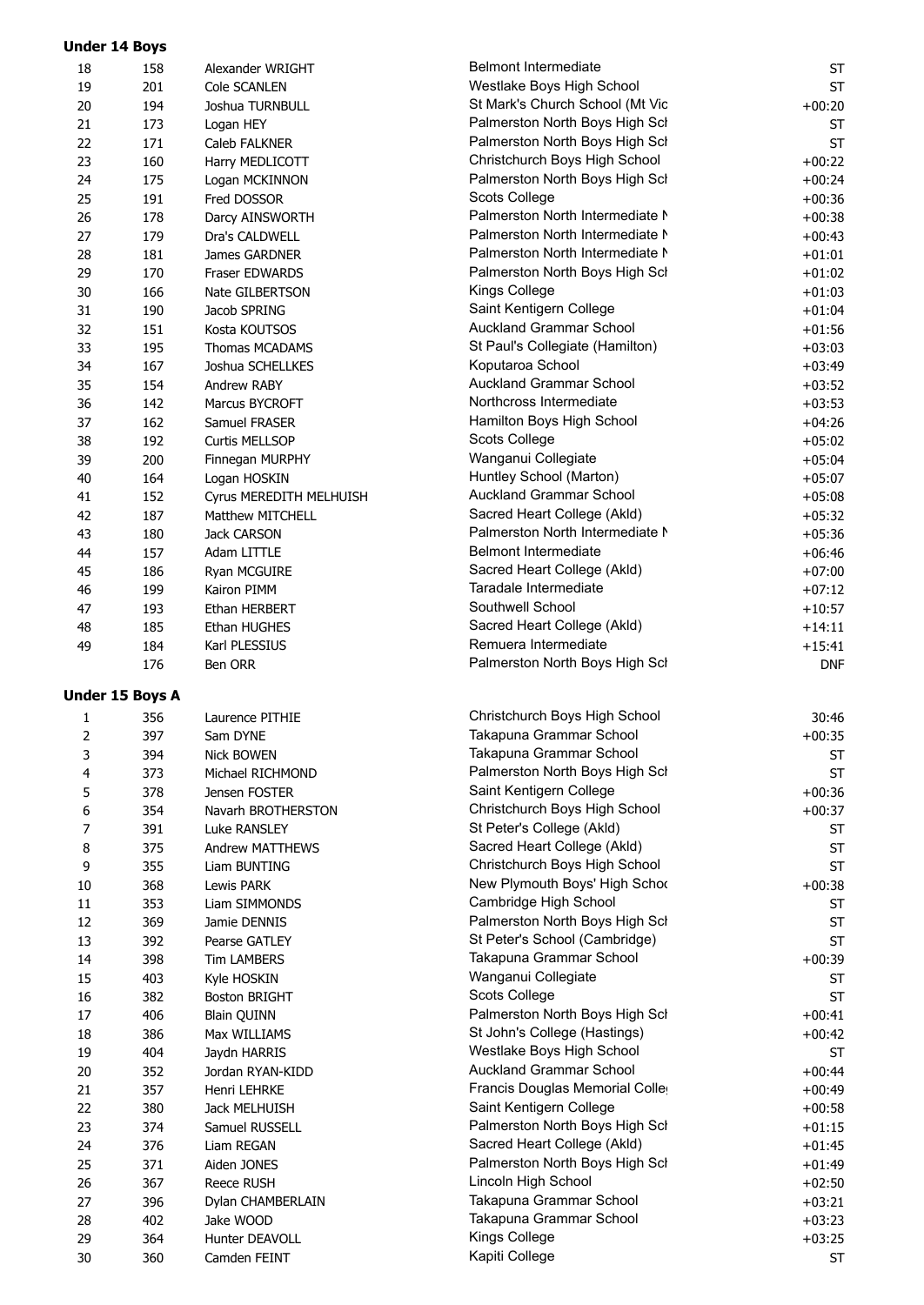**Under 14 Boys**

| | | | | |
|---|---|---|---|---|
| 18 | 158 | Alexander WRIGHT | Belmont Intermediate | ST |
| 19 | 201 | Cole SCANLEN | Westlake Boys High School | ST |
| 20 | 194 | Joshua TURNBULL | St Mark's Church School (Mt Vic | +00:20 |
| 21 | 173 | Logan HEY | Palmerston North Boys High Scl | ST |
| 22 | 171 | Caleb FALKNER | Palmerston North Boys High Scl | ST |
| 23 | 160 | Harry MEDLICOTT | Christchurch Boys High School | +00:22 |
| 24 | 175 | Logan MCKINNON | Palmerston North Boys High Scl | +00:24 |
| 25 | 191 | Fred DOSSOR | Scots College | +00:36 |
| 26 | 178 | Darcy AINSWORTH | Palmerston North Intermediate N | +00:38 |
| 27 | 179 | Dra's CALDWELL | Palmerston North Intermediate N | +00:43 |
| 28 | 181 | James GARDNER | Palmerston North Intermediate N | +01:01 |
| 29 | 170 | Fraser EDWARDS | Palmerston North Boys High Scl | +01:02 |
| 30 | 166 | Nate GILBERTSON | Kings College | +01:03 |
| 31 | 190 | Jacob SPRING | Saint Kentigern College | +01:04 |
| 32 | 151 | Kosta KOUTSOS | Auckland Grammar School | +01:56 |
| 33 | 195 | Thomas MCADAMS | St Paul's Collegiate (Hamilton) | +03:03 |
| 34 | 167 | Joshua SCHELLKES | Koputaroa School | +03:49 |
| 35 | 154 | Andrew RABY | Auckland Grammar School | +03:52 |
| 36 | 142 | Marcus BYCROFT | Northcross Intermediate | +03:53 |
| 37 | 162 | Samuel FRASER | Hamilton Boys High School | +04:26 |
| 38 | 192 | Curtis MELLSOP | Scots College | +05:02 |
| 39 | 200 | Finnegan MURPHY | Wanganui Collegiate | +05:04 |
| 40 | 164 | Logan HOSKIN | Huntley School (Marton) | +05:07 |
| 41 | 152 | Cyrus MEREDITH MELHUISH | Auckland Grammar School | +05:08 |
| 42 | 187 | Matthew MITCHELL | Sacred Heart College (Akld) | +05:32 |
| 43 | 180 | Jack CARSON | Palmerston North Intermediate N | +05:36 |
| 44 | 157 | Adam LITTLE | Belmont Intermediate | +06:46 |
| 45 | 186 | Ryan MCGUIRE | Sacred Heart College (Akld) | +07:00 |
| 46 | 199 | Kairon PIMM | Taradale Intermediate | +07:12 |
| 47 | 193 | Ethan HERBERT | Southwell School | +10:57 |
| 48 | 185 | Ethan HUGHES | Sacred Heart College (Akld) | +14:11 |
| 49 | 184 | Karl PLESSIUS | Remuera Intermediate | +15:41 |
| | 176 | Ben ORR | Palmerston North Boys High Scl | DNF |

**Under 15 Boys A**

| | | | | |
|---|---|---|---|---|
| 1 | 356 | Laurence PITHIE | Christchurch Boys High School | 30:46 |
| 2 | 397 | Sam DYNE | Takapuna Grammar School | +00:35 |
| 3 | 394 | Nick BOWEN | Takapuna Grammar School | ST |
| 4 | 373 | Michael RICHMOND | Palmerston North Boys High Scl | ST |
| 5 | 378 | Jensen FOSTER | Saint Kentigern College | +00:36 |
| 6 | 354 | Navarh BROTHERSTON | Christchurch Boys High School | +00:37 |
| 7 | 391 | Luke RANSLEY | St Peter's College (Akld) | ST |
| 8 | 375 | Andrew MATTHEWS | Sacred Heart College (Akld) | ST |
| 9 | 355 | Liam BUNTING | Christchurch Boys High School | ST |
| 10 | 368 | Lewis PARK | New Plymouth Boys' High Schoo | +00:38 |
| 11 | 353 | Liam SIMMONDS | Cambridge High School | ST |
| 12 | 369 | Jamie DENNIS | Palmerston North Boys High Scl | ST |
| 13 | 392 | Pearse GATLEY | St Peter's School (Cambridge) | ST |
| 14 | 398 | Tim LAMBERS | Takapuna Grammar School | +00:39 |
| 15 | 403 | Kyle HOSKIN | Wanganui Collegiate | ST |
| 16 | 382 | Boston BRIGHT | Scots College | ST |
| 17 | 406 | Blain QUINN | Palmerston North Boys High Scl | +00:41 |
| 18 | 386 | Max WILLIAMS | St John's College (Hastings) | +00:42 |
| 19 | 404 | Jaydn HARRIS | Westlake Boys High School | ST |
| 20 | 352 | Jordan RYAN-KIDD | Auckland Grammar School | +00:44 |
| 21 | 357 | Henri LEHRKE | Francis Douglas Memorial Colle | +00:49 |
| 22 | 380 | Jack MELHUISH | Saint Kentigern College | +00:58 |
| 23 | 374 | Samuel RUSSELL | Palmerston North Boys High Scl | +01:15 |
| 24 | 376 | Liam REGAN | Sacred Heart College (Akld) | +01:45 |
| 25 | 371 | Aiden JONES | Palmerston North Boys High Scl | +01:49 |
| 26 | 367 | Reece RUSH | Lincoln High School | +02:50 |
| 27 | 396 | Dylan CHAMBERLAIN | Takapuna Grammar School | +03:21 |
| 28 | 402 | Jake WOOD | Takapuna Grammar School | +03:23 |
| 29 | 364 | Hunter DEAVOLL | Kings College | +03:25 |
| 30 | 360 | Camden FEINT | Kapiti College | ST |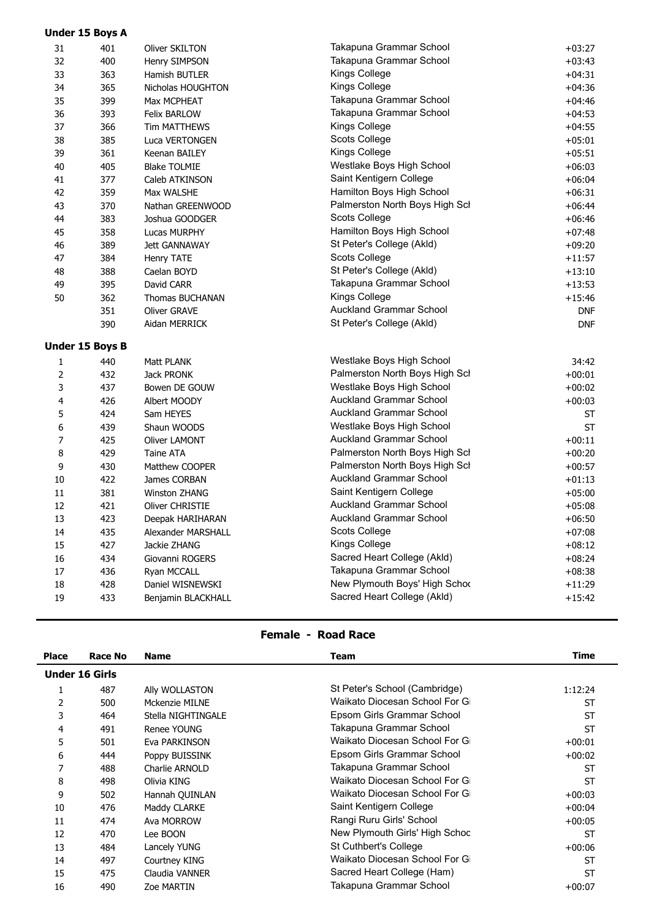### Under 15 Boys A

| | | | | |
|---|---|---|---|---|
| 31 | 401 | Oliver SKILTON | Takapuna Grammar School | +03:27 |
| 32 | 400 | Henry SIMPSON | Takapuna Grammar School | +03:43 |
| 33 | 363 | Hamish BUTLER | Kings College | +04:31 |
| 34 | 365 | Nicholas HOUGHTON | Kings College | +04:36 |
| 35 | 399 | Max MCPHEAT | Takapuna Grammar School | +04:46 |
| 36 | 393 | Felix BARLOW | Takapuna Grammar School | +04:53 |
| 37 | 366 | Tim MATTHEWS | Kings College | +04:55 |
| 38 | 385 | Luca VERTONGEN | Scots College | +05:01 |
| 39 | 361 | Keenan BAILEY | Kings College | +05:51 |
| 40 | 405 | Blake TOLMIE | Westlake Boys High School | +06:03 |
| 41 | 377 | Caleb ATKINSON | Saint Kentigern College | +06:04 |
| 42 | 359 | Max WALSHE | Hamilton Boys High School | +06:31 |
| 43 | 370 | Nathan GREENWOOD | Palmerston North Boys High Scl | +06:44 |
| 44 | 383 | Joshua GOODGER | Scots College | +06:46 |
| 45 | 358 | Lucas MURPHY | Hamilton Boys High School | +07:48 |
| 46 | 389 | Jett GANNAWAY | St Peter's College (Akld) | +09:20 |
| 47 | 384 | Henry TATE | Scots College | +11:57 |
| 48 | 388 | Caelan BOYD | St Peter's College (Akld) | +13:10 |
| 49 | 395 | David CARR | Takapuna Grammar School | +13:53 |
| 50 | 362 | Thomas BUCHANAN | Kings College | +15:46 |
| | 351 | Oliver GRAVE | Auckland Grammar School | DNF |
| | 390 | Aidan MERRICK | St Peter's College (Akld) | DNF |

### Under 15 Boys B

| | | | | |
|---|---|---|---|---|
| 1 | 440 | Matt PLANK | Westlake Boys High School | 34:42 |
| 2 | 432 | Jack PRONK | Palmerston North Boys High Scl | +00:01 |
| 3 | 437 | Bowen DE GOUW | Westlake Boys High School | +00:02 |
| 4 | 426 | Albert MOODY | Auckland Grammar School | +00:03 |
| 5 | 424 | Sam HEYES | Auckland Grammar School | ST |
| 6 | 439 | Shaun WOODS | Westlake Boys High School | ST |
| 7 | 425 | Oliver LAMONT | Auckland Grammar School | +00:11 |
| 8 | 429 | Taine ATA | Palmerston North Boys High Scl | +00:20 |
| 9 | 430 | Matthew COOPER | Palmerston North Boys High Scl | +00:57 |
| 10 | 422 | James CORBAN | Auckland Grammar School | +01:13 |
| 11 | 381 | Winston ZHANG | Saint Kentigern College | +05:00 |
| 12 | 421 | Oliver CHRISTIE | Auckland Grammar School | +05:08 |
| 13 | 423 | Deepak HARIHARAN | Auckland Grammar School | +06:50 |
| 14 | 435 | Alexander MARSHALL | Scots College | +07:08 |
| 15 | 427 | Jackie ZHANG | Kings College | +08:12 |
| 16 | 434 | Giovanni ROGERS | Sacred Heart College (Akld) | +08:24 |
| 17 | 436 | Ryan MCCALL | Takapuna Grammar School | +08:38 |
| 18 | 428 | Daniel WISNEWSKI | New Plymouth Boys' High Schoo | +11:29 |
| 19 | 433 | Benjamin BLACKHALL | Sacred Heart College (Akld) | +15:42 |

## Female - Road Race

| Place | Race No | Name | Team | Time |
|---|---|---|---|---|
| **Under 16 Girls** | | | | |
| 1 | 487 | Ally WOLLASTON | St Peter's School (Cambridge) | 1:12:24 |
| 2 | 500 | Mckenzie MILNE | Waikato Diocesan School For Gi | ST |
| 3 | 464 | Stella NIGHTINGALE | Epsom Girls Grammar School | ST |
| 4 | 491 | Renee YOUNG | Takapuna Grammar School | ST |
| 5 | 501 | Eva PARKINSON | Waikato Diocesan School For Gi | +00:01 |
| 6 | 444 | Poppy BUISSINK | Epsom Girls Grammar School | +00:02 |
| 7 | 488 | Charlie ARNOLD | Takapuna Grammar School | ST |
| 8 | 498 | Olivia KING | Waikato Diocesan School For Gi | ST |
| 9 | 502 | Hannah QUINLAN | Waikato Diocesan School For Gi | +00:03 |
| 10 | 476 | Maddy CLARKE | Saint Kentigern College | +00:04 |
| 11 | 474 | Ava MORROW | Rangi Ruru Girls' School | +00:05 |
| 12 | 470 | Lee BOON | New Plymouth Girls' High Schoo | ST |
| 13 | 484 | Lancely YUNG | St Cuthbert's College | +00:06 |
| 14 | 497 | Courtney KING | Waikato Diocesan School For Gi | ST |
| 15 | 475 | Claudia VANNER | Sacred Heart College (Ham) | ST |
| 16 | 490 | Zoe MARTIN | Takapuna Grammar School | +00:07 |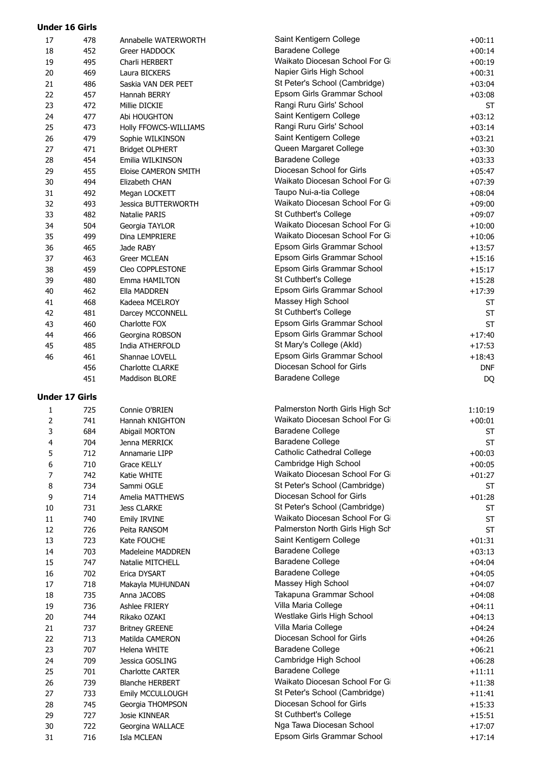**Under 16 Girls**

| | | | | |
|---|---|---|---|---|
| 17 | 478 | Annabelle WATERWORTH | Saint Kentigern College | +00:11 |
| 18 | 452 | Greer HADDOCK | Baradene College | +00:14 |
| 19 | 495 | Charli HERBERT | Waikato Diocesan School For Gi | +00:19 |
| 20 | 469 | Laura BICKERS | Napier Girls High School | +00:31 |
| 21 | 486 | Saskia VAN DER PEET | St Peter's School (Cambridge) | +03:04 |
| 22 | 457 | Hannah BERRY | Epsom Girls Grammar School | +03:08 |
| 23 | 472 | Millie DICKIE | Rangi Ruru Girls' School | ST |
| 24 | 477 | Abi HOUGHTON | Saint Kentigern College | +03:12 |
| 25 | 473 | Holly FFOWCS-WILLIAMS | Rangi Ruru Girls' School | +03:14 |
| 26 | 479 | Sophie WILKINSON | Saint Kentigern College | +03:21 |
| 27 | 471 | Bridget OLPHERT | Queen Margaret College | +03:30 |
| 28 | 454 | Emilia WILKINSON | Baradene College | +03:33 |
| 29 | 455 | Eloise CAMERON SMITH | Diocesan School for Girls | +05:47 |
| 30 | 494 | Elizabeth CHAN | Waikato Diocesan School For Gi | +07:39 |
| 31 | 492 | Megan LOCKETT | Taupo Nui-a-tia College | +08:04 |
| 32 | 493 | Jessica BUTTERWORTH | Waikato Diocesan School For Gi | +09:00 |
| 33 | 482 | Natalie PARIS | St Cuthbert's College | +09:07 |
| 34 | 504 | Georgia TAYLOR | Waikato Diocesan School For Gi | +10:00 |
| 35 | 499 | Dina LEMPRIERE | Waikato Diocesan School For Gi | +10:06 |
| 36 | 465 | Jade RABY | Epsom Girls Grammar School | +13:57 |
| 37 | 463 | Greer MCLEAN | Epsom Girls Grammar School | +15:16 |
| 38 | 459 | Cleo COPPLESTONE | Epsom Girls Grammar School | +15:17 |
| 39 | 480 | Emma HAMILTON | St Cuthbert's College | +15:28 |
| 40 | 462 | Ella MADDREN | Epsom Girls Grammar School | +17:39 |
| 41 | 468 | Kadeea MCELROY | Massey High School | ST |
| 42 | 481 | Darcey MCCONNELL | St Cuthbert's College | ST |
| 43 | 460 | Charlotte FOX | Epsom Girls Grammar School | ST |
| 44 | 466 | Georgina ROBSON | Epsom Girls Grammar School | +17:40 |
| 45 | 485 | India ATHERFOLD | St Mary's College (Akld) | +17:53 |
| 46 | 461 | Shannae LOVELL | Epsom Girls Grammar School | +18:43 |
| | 456 | Charlotte CLARKE | Diocesan School for Girls | DNF |
| | 451 | Maddison BLORE | Baradene College | DQ |

**Under 17 Girls**

| | | | | |
|---|---|---|---|---|
| 1 | 725 | Connie O'BRIEN | Palmerston North Girls High Sch | 1:10:19 |
| 2 | 741 | Hannah KNIGHTON | Waikato Diocesan School For Gi | +00:01 |
| 3 | 684 | Abigail MORTON | Baradene College | ST |
| 4 | 704 | Jenna MERRICK | Baradene College | ST |
| 5 | 712 | Annamarie LIPP | Catholic Cathedral College | +00:03 |
| 6 | 710 | Grace KELLY | Cambridge High School | +00:05 |
| 7 | 742 | Katie WHITE | Waikato Diocesan School For Gi | +01:27 |
| 8 | 734 | Sammi OGLE | St Peter's School (Cambridge) | ST |
| 9 | 714 | Amelia MATTHEWS | Diocesan School for Girls | +01:28 |
| 10 | 731 | Jess CLARKE | St Peter's School (Cambridge) | ST |
| 11 | 740 | Emily IRVINE | Waikato Diocesan School For Gi | ST |
| 12 | 726 | Peita RANSOM | Palmerston North Girls High Sch | ST |
| 13 | 723 | Kate FOUCHE | Saint Kentigern College | +01:31 |
| 14 | 703 | Madeleine MADDREN | Baradene College | +03:13 |
| 15 | 747 | Natalie MITCHELL | Baradene College | +04:04 |
| 16 | 702 | Erica DYSART | Baradene College | +04:05 |
| 17 | 718 | Makayla MUHUNDAN | Massey High School | +04:07 |
| 18 | 735 | Anna JACOBS | Takapuna Grammar School | +04:08 |
| 19 | 736 | Ashlee FRIERY | Villa Maria College | +04:11 |
| 20 | 744 | Rikako OZAKI | Westlake Girls High School | +04:13 |
| 21 | 737 | Britney GREENE | Villa Maria College | +04:24 |
| 22 | 713 | Matilda CAMERON | Diocesan School for Girls | +04:26 |
| 23 | 707 | Helena WHITE | Baradene College | +06:21 |
| 24 | 709 | Jessica GOSLING | Cambridge High School | +06:28 |
| 25 | 701 | Charlotte CARTER | Baradene College | +11:11 |
| 26 | 739 | Blanche HERBERT | Waikato Diocesan School For Gi | +11:38 |
| 27 | 733 | Emily MCCULLOUGH | St Peter's School (Cambridge) | +11:41 |
| 28 | 745 | Georgia THOMPSON | Diocesan School for Girls | +15:33 |
| 29 | 727 | Josie KINNEAR | St Cuthbert's College | +15:51 |
| 30 | 722 | Georgina WALLACE | Nga Tawa Diocesan School | +17:07 |
| 31 | 716 | Isla MCLEAN | Epsom Girls Grammar School | +17:14 |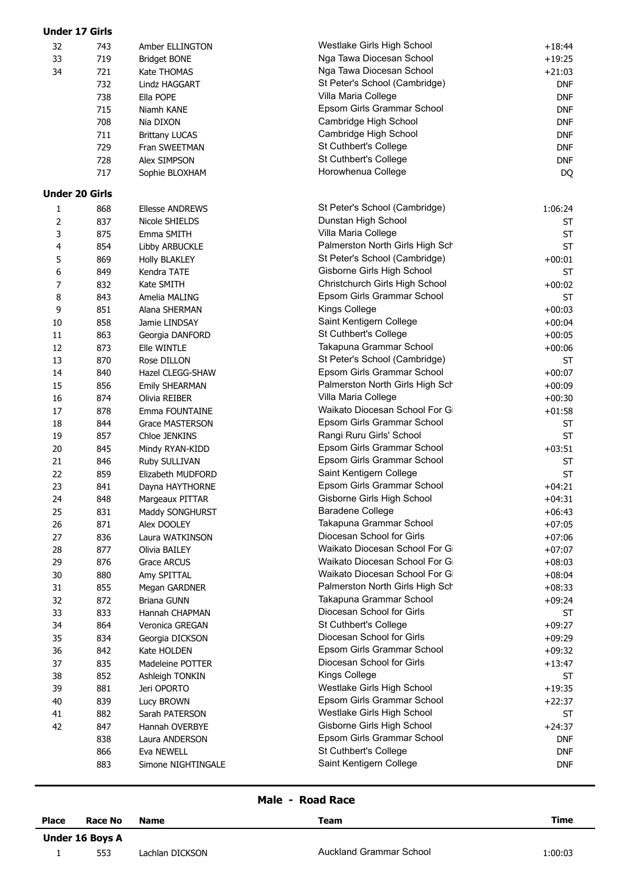**Under 17 Girls**

| Place | Race No | Name | Team | Time |
|---|---|---|---|---|
| 32 | 743 | Amber ELLINGTON | Westlake Girls High School | +18:44 |
| 33 | 719 | Bridget BONE | Nga Tawa Diocesan School | +19:25 |
| 34 | 721 | Kate THOMAS | Nga Tawa Diocesan School | +21:03 |
| | 732 | Lindz HAGGART | St Peter's School (Cambridge) | DNF |
| | 738 | Ella POPE | Villa Maria College | DNF |
| | 715 | Niamh KANE | Epsom Girls Grammar School | DNF |
| | 708 | Nia DIXON | Cambridge High School | DNF |
| | 711 | Brittany LUCAS | Cambridge High School | DNF |
| | 729 | Fran SWEETMAN | St Cuthbert's College | DNF |
| | 728 | Alex SIMPSON | St Cuthbert's College | DNF |
| | 717 | Sophie BLOXHAM | Horowhenua College | DQ |

**Under 20 Girls**

| Place | Race No | Name | Team | Time |
|---|---|---|---|---|
| 1 | 868 | Ellesse ANDREWS | St Peter's School (Cambridge) | 1:06:24 |
| 2 | 837 | Nicole SHIELDS | Dunstan High School | ST |
| 3 | 875 | Emma SMITH | Villa Maria College | ST |
| 4 | 854 | Libby ARBUCKLE | Palmerston North Girls High Sch | ST |
| 5 | 869 | Holly BLAKLEY | St Peter's School (Cambridge) | +00:01 |
| 6 | 849 | Kendra TATE | Gisborne Girls High School | ST |
| 7 | 832 | Kate SMITH | Christchurch Girls High School | +00:02 |
| 8 | 843 | Amelia MALING | Epsom Girls Grammar School | ST |
| 9 | 851 | Alana SHERMAN | Kings College | +00:03 |
| 10 | 858 | Jamie LINDSAY | Saint Kentigern College | +00:04 |
| 11 | 863 | Georgia DANFORD | St Cuthbert's College | +00:05 |
| 12 | 873 | Elle WINTLE | Takapuna Grammar School | +00:06 |
| 13 | 870 | Rose DILLON | St Peter's School (Cambridge) | ST |
| 14 | 840 | Hazel CLEGG-SHAW | Epsom Girls Grammar School | +00:07 |
| 15 | 856 | Emily SHEARMAN | Palmerston North Girls High Sch | +00:09 |
| 16 | 874 | Olivia REIBER | Villa Maria College | +00:30 |
| 17 | 878 | Emma FOUNTAINE | Waikato Diocesan School For Gi | +01:58 |
| 18 | 844 | Grace MASTERSON | Epsom Girls Grammar School | ST |
| 19 | 857 | Chloe JENKINS | Rangi Ruru Girls' School | ST |
| 20 | 845 | Mindy RYAN-KIDD | Epsom Girls Grammar School | +03:51 |
| 21 | 846 | Ruby SULLIVAN | Epsom Girls Grammar School | ST |
| 22 | 859 | Elizabeth MUDFORD | Saint Kentigern College | ST |
| 23 | 841 | Dayna HAYTHORNE | Epsom Girls Grammar School | +04:21 |
| 24 | 848 | Margeaux PITTAR | Gisborne Girls High School | +04:31 |
| 25 | 831 | Maddy SONGHURST | Baradene College | +06:43 |
| 26 | 871 | Alex DOOLEY | Takapuna Grammar School | +07:05 |
| 27 | 836 | Laura WATKINSON | Diocesan School for Girls | +07:06 |
| 28 | 877 | Olivia BAILEY | Waikato Diocesan School For Gi | +07:07 |
| 29 | 876 | Grace ARCUS | Waikato Diocesan School For Gi | +08:03 |
| 30 | 880 | Amy SPITTAL | Waikato Diocesan School For Gi | +08:04 |
| 31 | 855 | Megan GARDNER | Palmerston North Girls High Sch | +08:33 |
| 32 | 872 | Briana GUNN | Takapuna Grammar School | +09:24 |
| 33 | 833 | Hannah CHAPMAN | Diocesan School for Girls | ST |
| 34 | 864 | Veronica GREGAN | St Cuthbert's College | +09:27 |
| 35 | 834 | Georgia DICKSON | Diocesan School for Girls | +09:29 |
| 36 | 842 | Kate HOLDEN | Epsom Girls Grammar School | +09:32 |
| 37 | 835 | Madeleine POTTER | Diocesan School for Girls | +13:47 |
| 38 | 852 | Ashleigh TONKIN | Kings College | ST |
| 39 | 881 | Jeri OPORTO | Westlake Girls High School | +19:35 |
| 40 | 839 | Lucy BROWN | Epsom Girls Grammar School | +22:37 |
| 41 | 882 | Sarah PATERSON | Westlake Girls High School | ST |
| 42 | 847 | Hannah OVERBYE | Gisborne Girls High School | +24:37 |
| | 838 | Laura ANDERSON | Epsom Girls Grammar School | DNF |
| | 866 | Eva NEWELL | St Cuthbert's College | DNF |
| | 883 | Simone NIGHTINGALE | Saint Kentigern College | DNF |

## Male - Road Race

| Place | Race No | Name | Team | Time |
|---|---|---|---|---|
| **Under 16 Boys A** | | | | |
| 1 | 553 | Lachlan DICKSON | Auckland Grammar School | 1:00:03 |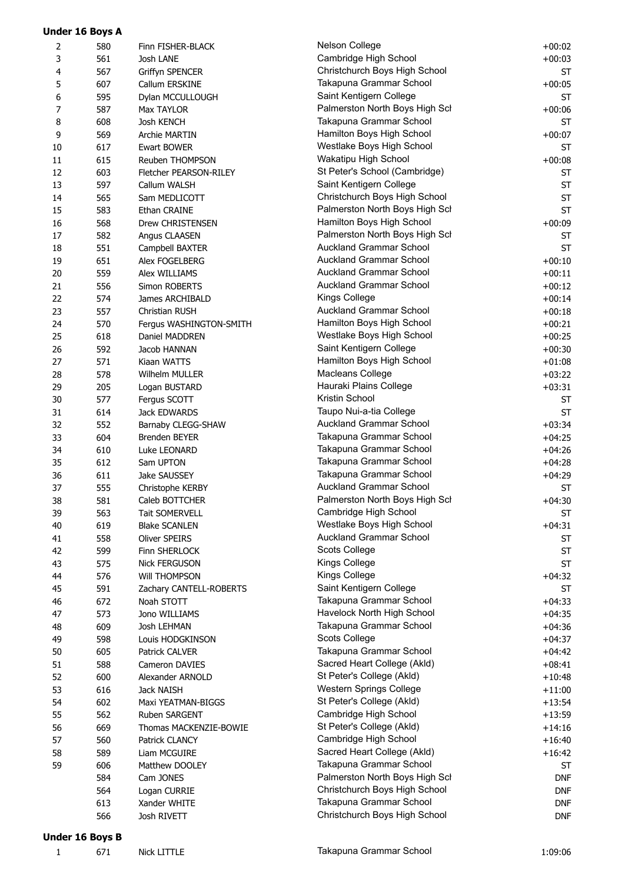**Under 16 Boys A**

| | | | | |
|---|---|---|---|---|
| 2 | 580 | Finn FISHER-BLACK | Nelson College | +00:02 |
| 3 | 561 | Josh LANE | Cambridge High School | +00:03 |
| 4 | 567 | Griffyn SPENCER | Christchurch Boys High School | ST |
| 5 | 607 | Callum ERSKINE | Takapuna Grammar School | +00:05 |
| 6 | 595 | Dylan MCCULLOUGH | Saint Kentigern College | ST |
| 7 | 587 | Max TAYLOR | Palmerston North Boys High Sch | +00:06 |
| 8 | 608 | Josh KENCH | Takapuna Grammar School | ST |
| 9 | 569 | Archie MARTIN | Hamilton Boys High School | +00:07 |
| 10 | 617 | Ewart BOWER | Westlake Boys High School | ST |
| 11 | 615 | Reuben THOMPSON | Wakatipu High School | +00:08 |
| 12 | 603 | Fletcher PEARSON-RILEY | St Peter's School (Cambridge) | ST |
| 13 | 597 | Callum WALSH | Saint Kentigern College | ST |
| 14 | 565 | Sam MEDLICOTT | Christchurch Boys High School | ST |
| 15 | 583 | Ethan CRAINE | Palmerston North Boys High Sch | ST |
| 16 | 568 | Drew CHRISTENSEN | Hamilton Boys High School | +00:09 |
| 17 | 582 | Angus CLAASEN | Palmerston North Boys High Sch | ST |
| 18 | 551 | Campbell BAXTER | Auckland Grammar School | ST |
| 19 | 651 | Alex FOGELBERG | Auckland Grammar School | +00:10 |
| 20 | 559 | Alex WILLIAMS | Auckland Grammar School | +00:11 |
| 21 | 556 | Simon ROBERTS | Auckland Grammar School | +00:12 |
| 22 | 574 | James ARCHIBALD | Kings College | +00:14 |
| 23 | 557 | Christian RUSH | Auckland Grammar School | +00:18 |
| 24 | 570 | Fergus WASHINGTON-SMITH | Hamilton Boys High School | +00:21 |
| 25 | 618 | Daniel MADDREN | Westlake Boys High School | +00:25 |
| 26 | 592 | Jacob HANNAN | Saint Kentigern College | +00:30 |
| 27 | 571 | Kiaan WATTS | Hamilton Boys High School | +01:08 |
| 28 | 578 | Wilhelm MULLER | Macleans College | +03:22 |
| 29 | 205 | Logan BUSTARD | Hauraki Plains College | +03:31 |
| 30 | 577 | Fergus SCOTT | Kristin School | ST |
| 31 | 614 | Jack EDWARDS | Taupo Nui-a-tia College | ST |
| 32 | 552 | Barnaby CLEGG-SHAW | Auckland Grammar School | +03:34 |
| 33 | 604 | Brenden BEYER | Takapuna Grammar School | +04:25 |
| 34 | 610 | Luke LEONARD | Takapuna Grammar School | +04:26 |
| 35 | 612 | Sam UPTON | Takapuna Grammar School | +04:28 |
| 36 | 611 | Jake SAUSSEY | Takapuna Grammar School | +04:29 |
| 37 | 555 | Christophe KERBY | Auckland Grammar School | ST |
| 38 | 581 | Caleb BOTTCHER | Palmerston North Boys High Sch | +04:30 |
| 39 | 563 | Tait SOMERVELL | Cambridge High School | ST |
| 40 | 619 | Blake SCANLEN | Westlake Boys High School | +04:31 |
| 41 | 558 | Oliver SPEIRS | Auckland Grammar School | ST |
| 42 | 599 | Finn SHERLOCK | Scots College | ST |
| 43 | 575 | Nick FERGUSON | Kings College | ST |
| 44 | 576 | Will THOMPSON | Kings College | +04:32 |
| 45 | 591 | Zachary CANTELL-ROBERTS | Saint Kentigern College | ST |
| 46 | 672 | Noah STOTT | Takapuna Grammar School | +04:33 |
| 47 | 573 | Jono WILLIAMS | Havelock North High School | +04:35 |
| 48 | 609 | Josh LEHMAN | Takapuna Grammar School | +04:36 |
| 49 | 598 | Louis HODGKINSON | Scots College | +04:37 |
| 50 | 605 | Patrick CALVER | Takapuna Grammar School | +04:42 |
| 51 | 588 | Cameron DAVIES | Sacred Heart College (Akld) | +08:41 |
| 52 | 600 | Alexander ARNOLD | St Peter's College (Akld) | +10:48 |
| 53 | 616 | Jack NAISH | Western Springs College | +11:00 |
| 54 | 602 | Maxi YEATMAN-BIGGS | St Peter's College (Akld) | +13:54 |
| 55 | 562 | Ruben SARGENT | Cambridge High School | +13:59 |
| 56 | 669 | Thomas MACKENZIE-BOWIE | St Peter's College (Akld) | +14:16 |
| 57 | 560 | Patrick CLANCY | Cambridge High School | +16:40 |
| 58 | 589 | Liam MCGUIRE | Sacred Heart College (Akld) | +16:42 |
| 59 | 606 | Matthew DOOLEY | Takapuna Grammar School | ST |
| | 584 | Cam JONES | Palmerston North Boys High Sch | DNF |
| | 564 | Logan CURRIE | Christchurch Boys High School | DNF |
| | 613 | Xander WHITE | Takapuna Grammar School | DNF |
| | 566 | Josh RIVETT | Christchurch Boys High School | DNF |

**Under 16 Boys B**

| | | | | |
|---|---|---|---|---|
| 1 | 671 | Nick LITTLE | Takapuna Grammar School | 1:09:06 |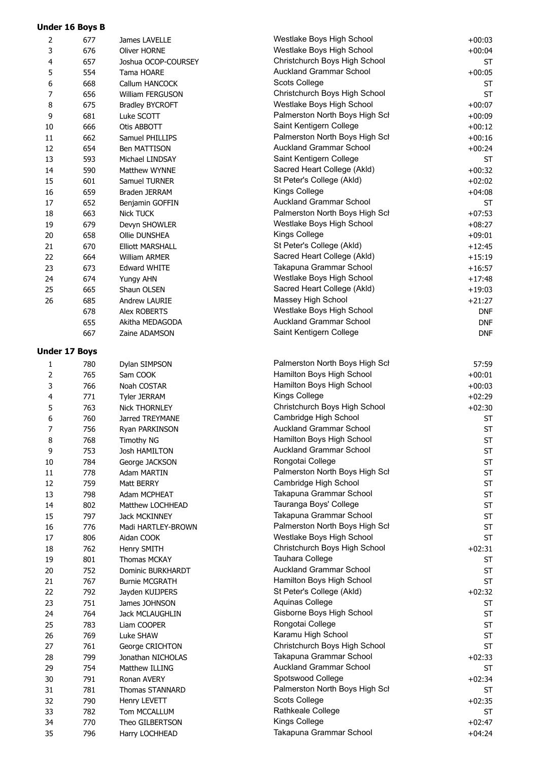**Under 16 Boys B**

| | | | | |
|---|---|---|---|---|
| 2 | 677 | James LAVELLE | Westlake Boys High School | +00:03 |
| 3 | 676 | Oliver HORNE | Westlake Boys High School | +00:04 |
| 4 | 657 | Joshua OCOP-COURSEY | Christchurch Boys High School | ST |
| 5 | 554 | Tama HOARE | Auckland Grammar School | +00:05 |
| 6 | 668 | Callum HANCOCK | Scots College | ST |
| 7 | 656 | William FERGUSON | Christchurch Boys High School | ST |
| 8 | 675 | Bradley BYCROFT | Westlake Boys High School | +00:07 |
| 9 | 681 | Luke SCOTT | Palmerston North Boys High Scl | +00:09 |
| 10 | 666 | Otis ABBOTT | Saint Kentigern College | +00:12 |
| 11 | 662 | Samuel PHILLIPS | Palmerston North Boys High Scl | +00:16 |
| 12 | 654 | Ben MATTISON | Auckland Grammar School | +00:24 |
| 13 | 593 | Michael LINDSAY | Saint Kentigern College | ST |
| 14 | 590 | Matthew WYNNE | Sacred Heart College (Akld) | +00:32 |
| 15 | 601 | Samuel TURNER | St Peter's College (Akld) | +02:02 |
| 16 | 659 | Braden JERRAM | Kings College | +04:08 |
| 17 | 652 | Benjamin GOFFIN | Auckland Grammar School | ST |
| 18 | 663 | Nick TUCK | Palmerston North Boys High Scl | +07:53 |
| 19 | 679 | Devyn SHOWLER | Westlake Boys High School | +08:27 |
| 20 | 658 | Ollie DUNSHEA | Kings College | +09:01 |
| 21 | 670 | Elliott MARSHALL | St Peter's College (Akld) | +12:45 |
| 22 | 664 | William ARMER | Sacred Heart College (Akld) | +15:19 |
| 23 | 673 | Edward WHITE | Takapuna Grammar School | +16:57 |
| 24 | 674 | Yungy AHN | Westlake Boys High School | +17:48 |
| 25 | 665 | Shaun OLSEN | Sacred Heart College (Akld) | +19:03 |
| 26 | 685 | Andrew LAURIE | Massey High School | +21:27 |
| | 678 | Alex ROBERTS | Westlake Boys High School | DNF |
| | 655 | Akitha MEDAGODA | Auckland Grammar School | DNF |
| | 667 | Zaine ADAMSON | Saint Kentigern College | DNF |

**Under 17 Boys**

| | | | | |
|---|---|---|---|---|
| 1 | 780 | Dylan SIMPSON | Palmerston North Boys High Scl | 57:59 |
| 2 | 765 | Sam COOK | Hamilton Boys High School | +00:01 |
| 3 | 766 | Noah COSTAR | Hamilton Boys High School | +00:03 |
| 4 | 771 | Tyler JERRAM | Kings College | +02:29 |
| 5 | 763 | Nick THORNLEY | Christchurch Boys High School | +02:30 |
| 6 | 760 | Jarred TREYMANE | Cambridge High School | ST |
| 7 | 756 | Ryan PARKINSON | Auckland Grammar School | ST |
| 8 | 768 | Timothy NG | Hamilton Boys High School | ST |
| 9 | 753 | Josh HAMILTON | Auckland Grammar School | ST |
| 10 | 784 | George JACKSON | Rongotai College | ST |
| 11 | 778 | Adam MARTIN | Palmerston North Boys High Scl | ST |
| 12 | 759 | Matt BERRY | Cambridge High School | ST |
| 13 | 798 | Adam MCPHEAT | Takapuna Grammar School | ST |
| 14 | 802 | Matthew LOCHHEAD | Tauranga Boys' College | ST |
| 15 | 797 | Jack MCKINNEY | Takapuna Grammar School | ST |
| 16 | 776 | Madi HARTLEY-BROWN | Palmerston North Boys High Scl | ST |
| 17 | 806 | Aidan COOK | Westlake Boys High School | ST |
| 18 | 762 | Henry SMITH | Christchurch Boys High School | +02:31 |
| 19 | 801 | Thomas MCKAY | Tauhara College | ST |
| 20 | 752 | Dominic BURKHARDT | Auckland Grammar School | ST |
| 21 | 767 | Burnie MCGRATH | Hamilton Boys High School | ST |
| 22 | 792 | Jayden KUIJPERS | St Peter's College (Akld) | +02:32 |
| 23 | 751 | James JOHNSON | Aquinas College | ST |
| 24 | 764 | Jack MCLAUGHLIN | Gisborne Boys High School | ST |
| 25 | 783 | Liam COOPER | Rongotai College | ST |
| 26 | 769 | Luke SHAW | Karamu High School | ST |
| 27 | 761 | George CRICHTON | Christchurch Boys High School | ST |
| 28 | 799 | Jonathan NICHOLAS | Takapuna Grammar School | +02:33 |
| 29 | 754 | Matthew ILLING | Auckland Grammar School | ST |
| 30 | 791 | Ronan AVERY | Spotswood College | +02:34 |
| 31 | 781 | Thomas STANNARD | Palmerston North Boys High Scl | ST |
| 32 | 790 | Henry LEVETT | Scots College | +02:35 |
| 33 | 782 | Tom MCCALLUM | Rathkeale College | ST |
| 34 | 770 | Theo GILBERTSON | Kings College | +02:47 |
| 35 | 796 | Harry LOCHHEAD | Takapuna Grammar School | +04:24 |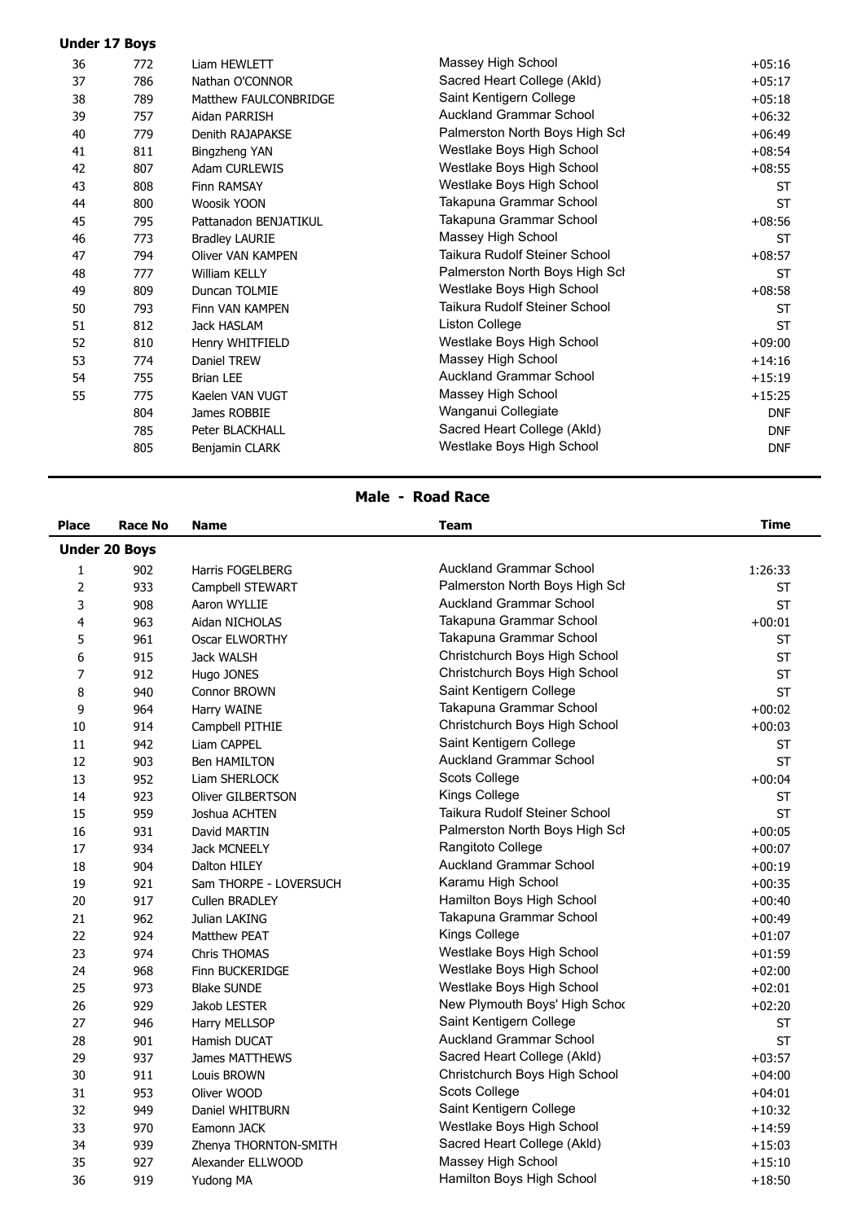**Under 17 Boys**

| Place | Race No | Name | Team | Time |
|---|---|---|---|---|
| 36 | 772 | Liam HEWLETT | Massey High School | +05:16 |
| 37 | 786 | Nathan O'CONNOR | Sacred Heart College (Akld) | +05:17 |
| 38 | 789 | Matthew FAULCONBRIDGE | Saint Kentigern College | +05:18 |
| 39 | 757 | Aidan PARRISH | Auckland Grammar School | +06:32 |
| 40 | 779 | Denith RAJAPAKSE | Palmerston North Boys High Sch | +06:49 |
| 41 | 811 | Bingzheng YAN | Westlake Boys High School | +08:54 |
| 42 | 807 | Adam CURLEWIS | Westlake Boys High School | +08:55 |
| 43 | 808 | Finn RAMSAY | Westlake Boys High School | ST |
| 44 | 800 | Woosik YOON | Takapuna Grammar School | ST |
| 45 | 795 | Pattanadon BENJATIKUL | Takapuna Grammar School | +08:56 |
| 46 | 773 | Bradley LAURIE | Massey High School | ST |
| 47 | 794 | Oliver VAN KAMPEN | Taikura Rudolf Steiner School | +08:57 |
| 48 | 777 | William KELLY | Palmerston North Boys High Sch | ST |
| 49 | 809 | Duncan TOLMIE | Westlake Boys High School | +08:58 |
| 50 | 793 | Finn VAN KAMPEN | Taikura Rudolf Steiner School | ST |
| 51 | 812 | Jack HASLAM | Liston College | ST |
| 52 | 810 | Henry WHITFIELD | Westlake Boys High School | +09:00 |
| 53 | 774 | Daniel TREW | Massey High School | +14:16 |
| 54 | 755 | Brian LEE | Auckland Grammar School | +15:19 |
| 55 | 775 | Kaelen VAN VUGT | Massey High School | +15:25 |
| | 804 | James ROBBIE | Wanganui Collegiate | DNF |
| | 785 | Peter BLACKHALL | Sacred Heart College (Akld) | DNF |
| | 805 | Benjamin CLARK | Westlake Boys High School | DNF |

## Male - Road Race

**Under 20 Boys**

| Place | Race No | Name | Team | Time |
|---|---|---|---|---|
| 1 | 902 | Harris FOGELBERG | Auckland Grammar School | 1:26:33 |
| 2 | 933 | Campbell STEWART | Palmerston North Boys High Sch | ST |
| 3 | 908 | Aaron WYLLIE | Auckland Grammar School | ST |
| 4 | 963 | Aidan NICHOLAS | Takapuna Grammar School | +00:01 |
| 5 | 961 | Oscar ELWORTHY | Takapuna Grammar School | ST |
| 6 | 915 | Jack WALSH | Christchurch Boys High School | ST |
| 7 | 912 | Hugo JONES | Christchurch Boys High School | ST |
| 8 | 940 | Connor BROWN | Saint Kentigern College | ST |
| 9 | 964 | Harry WAINE | Takapuna Grammar School | +00:02 |
| 10 | 914 | Campbell PITHIE | Christchurch Boys High School | +00:03 |
| 11 | 942 | Liam CAPPEL | Saint Kentigern College | ST |
| 12 | 903 | Ben HAMILTON | Auckland Grammar School | ST |
| 13 | 952 | Liam SHERLOCK | Scots College | +00:04 |
| 14 | 923 | Oliver GILBERTSON | Kings College | ST |
| 15 | 959 | Joshua ACHTEN | Taikura Rudolf Steiner School | ST |
| 16 | 931 | David MARTIN | Palmerston North Boys High Sch | +00:05 |
| 17 | 934 | Jack MCNEELY | Rangitoto College | +00:07 |
| 18 | 904 | Dalton HILEY | Auckland Grammar School | +00:19 |
| 19 | 921 | Sam THORPE - LOVERSUCH | Karamu High School | +00:35 |
| 20 | 917 | Cullen BRADLEY | Hamilton Boys High School | +00:40 |
| 21 | 962 | Julian LAKING | Takapuna Grammar School | +00:49 |
| 22 | 924 | Matthew PEAT | Kings College | +01:07 |
| 23 | 974 | Chris THOMAS | Westlake Boys High School | +01:59 |
| 24 | 968 | Finn BUCKERIDGE | Westlake Boys High School | +02:00 |
| 25 | 973 | Blake SUNDE | Westlake Boys High School | +02:01 |
| 26 | 929 | Jakob LESTER | New Plymouth Boys' High Schoo | +02:20 |
| 27 | 946 | Harry MELLSOP | Saint Kentigern College | ST |
| 28 | 901 | Hamish DUCAT | Auckland Grammar School | ST |
| 29 | 937 | James MATTHEWS | Sacred Heart College (Akld) | +03:57 |
| 30 | 911 | Louis BROWN | Christchurch Boys High School | +04:00 |
| 31 | 953 | Oliver WOOD | Scots College | +04:01 |
| 32 | 949 | Daniel WHITBURN | Saint Kentigern College | +10:32 |
| 33 | 970 | Eamonn JACK | Westlake Boys High School | +14:59 |
| 34 | 939 | Zhenya THORNTON-SMITH | Sacred Heart College (Akld) | +15:03 |
| 35 | 927 | Alexander ELLWOOD | Massey High School | +15:10 |
| 36 | 919 | Yudong MA | Hamilton Boys High School | +18:50 |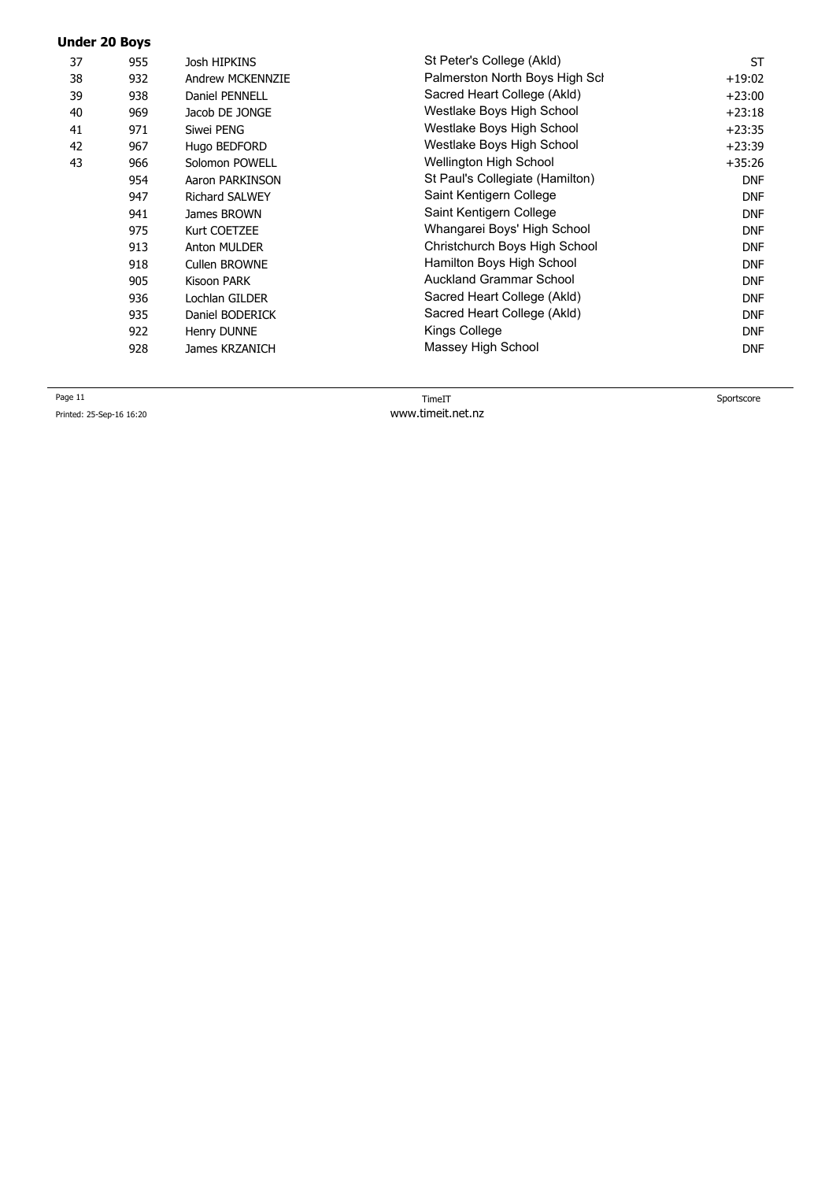**Under 20 Boys**

| | | | | |
|---|---|---|---|---|
| 37 | 955 | Josh HIPKINS | St Peter's College (Akld) | ST |
| 38 | 932 | Andrew MCKENNZIE | Palmerston North Boys High Sch | +19:02 |
| 39 | 938 | Daniel PENNELL | Sacred Heart College (Akld) | +23:00 |
| 40 | 969 | Jacob DE JONGE | Westlake Boys High School | +23:18 |
| 41 | 971 | Siwei PENG | Westlake Boys High School | +23:35 |
| 42 | 967 | Hugo BEDFORD | Westlake Boys High School | +23:39 |
| 43 | 966 | Solomon POWELL | Wellington High School | +35:26 |
| | 954 | Aaron PARKINSON | St Paul's Collegiate (Hamilton) | DNF |
| | 947 | Richard SALWEY | Saint Kentigern College | DNF |
| | 941 | James BROWN | Saint Kentigern College | DNF |
| | 975 | Kurt COETZEE | Whangarei Boys' High School | DNF |
| | 913 | Anton MULDER | Christchurch Boys High School | DNF |
| | 918 | Cullen BROWNE | Hamilton Boys High School | DNF |
| | 905 | Kisoon PARK | Auckland Grammar School | DNF |
| | 936 | Lochlan GILDER | Sacred Heart College (Akld) | DNF |
| | 935 | Daniel BODERICK | Sacred Heart College (Akld) | DNF |
| | 922 | Henry DUNNE | Kings College | DNF |
| | 928 | James KRZANICH | Massey High School | DNF |